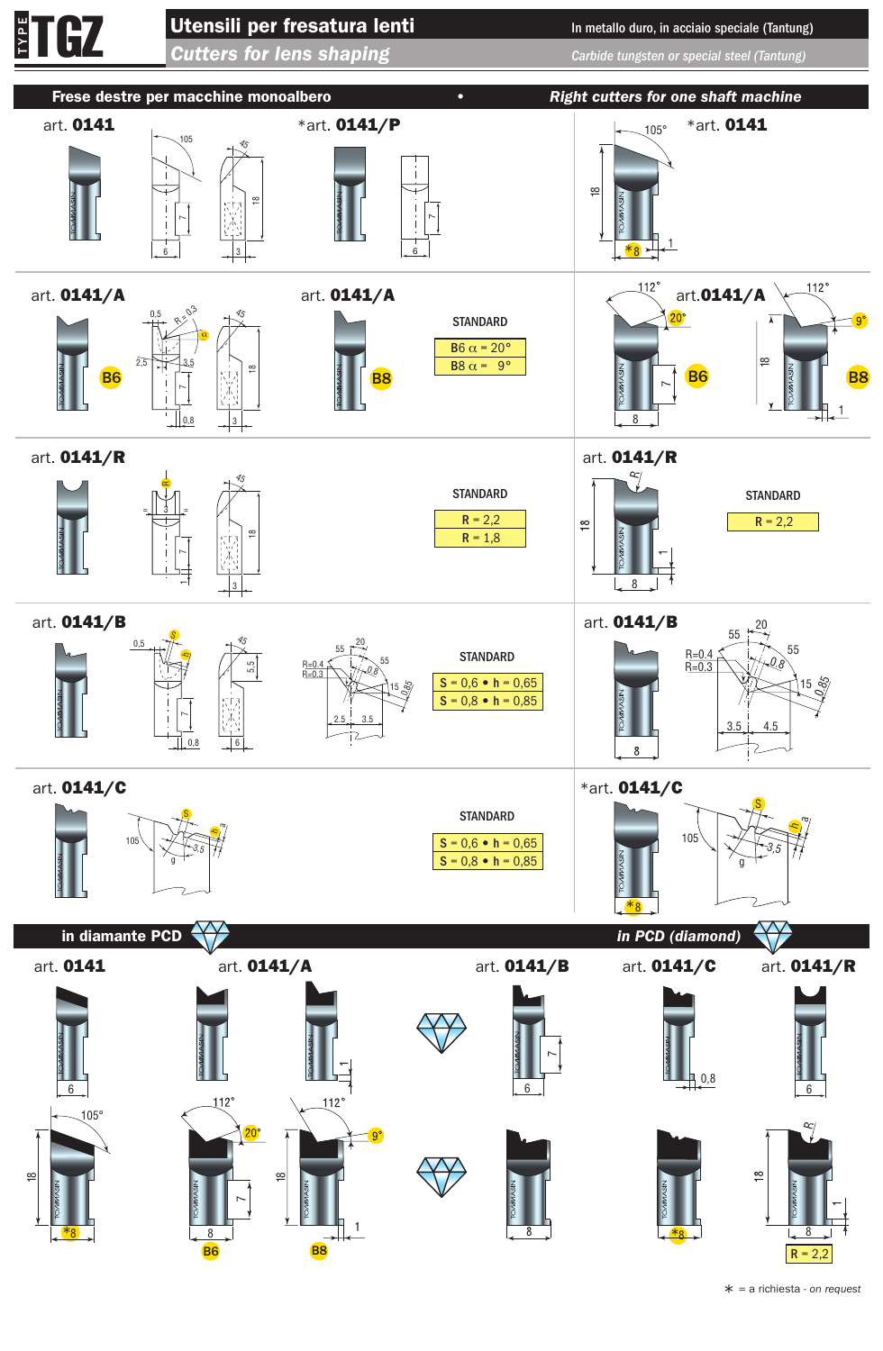# TYPE TGZ

## Utensili per fresatura lenti
## *Cutters for lens shaping*

In metallo duro, in acciaio speciale (Tantung)
*Carbide tungsten or special steel (Tantung)*

### Frese destre per macchine monoalbero • *Right cutters for one shaft machine*

art. **0141**

*art. **0141/P**

*art. **0141**

art. **0141/A** B6

art. **0141/A** B8

STANDARD

| |
|---|
| B6 α = 20° |
| B8 α = 9° |

art. **0141/A** B6 (20°) — art. **0141/A** B8 (9°)

art. **0141/R**

STANDARD

| |
|---|
| R = 2,2 |
| R = 1,8 |

art. **0141/R**

STANDARD

| |
|---|
| R = 2,2 |

art. **0141/B**

STANDARD

| |
|---|
| S = 0,6 • h = 0,65 |
| S = 0,8 • h = 0,85 |

art. **0141/B**

art. **0141/C**

STANDARD

| |
|---|
| S = 0,6 • h = 0,65 |
| S = 0,8 • h = 0,85 |

*art. **0141/C**

### in diamante PCD • *in PCD (diamond)*

art. **0141** — art. **0141/A** (B6, B8) — art. **0141/B** — art. **0141/C** — art. **0141/R** (R = 2,2)

∗ = a richiesta - *on request*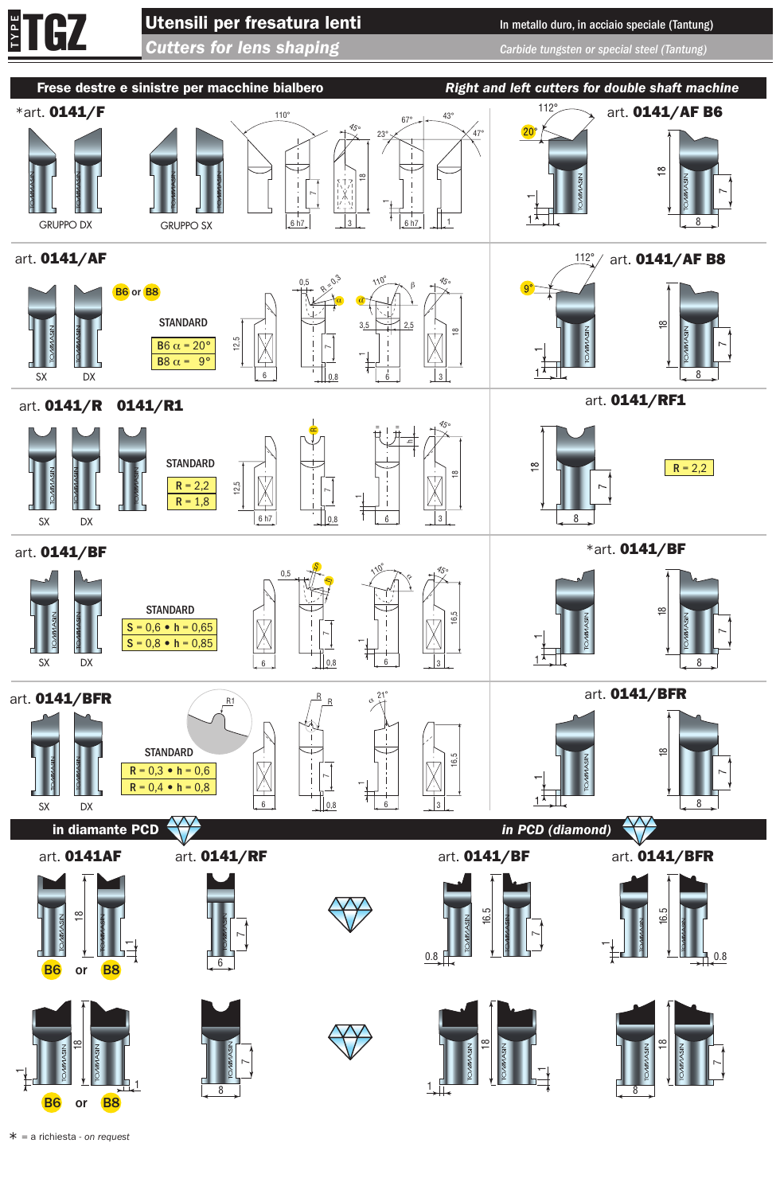# TYPE TGZ

## Utensili per fresatura lenti
*Cutters for lens shaping*

In metallo duro, in acciaio speciale (Tantung)
*Carbide tungsten or special steel (Tantung)*

## Frese destre e sinistre per macchine bialbero
***Right and left cutters for double shaft machine***

### *art. 0141/F

GRUPPO DX

GRUPPO SX

110°
45°
67°
43°
23°
47°
18
7
1
6 h7
3
6 h7
1

### art. 0141/AF B6

112°
20°
1
1
18
7
8

### art. 0141/AF

B6 or B8

STANDARD

| | |
|---|---|
| B6 α = 20° |
| B8 α = 9° |

SX
DX

0,5
R = 0,3
α
110°
β
45°
α
3,5
2,5
12,5
7
18
1
6
0,8
6
3

### art. 0141/AF B8

112°
9°
1
1
18
7
8

### art. 0141/R 0141/R1

STANDARD

| |
|---|
| R = 2,2 |
| R = 1,8 |

SX
DX

R
45°
h
12,5
7
18
1
6 h7
0,8
6
3

### art. 0141/RF1

R = 2,2

18
7
8

### art. 0141/BF

STANDARD

| |
|---|
| S = 0,6 • h = 0,65 |
| S = 0,8 • h = 0,85 |

SX
DX

0,5
S
h
110°
α
45°
16,5
7
1
6
0,8
6
3

### *art. 0141/BF

1
1
18
7
8

### art. 0141/BFR

R1

STANDARD

| |
|---|
| R = 0,3 • h = 0,6 |
| R = 0,4 • h = 0,8 |

SX
DX

R
R
α
21°
16,5
7
1
6
0,8
6
3

### art. 0141/BFR

1
1
18
7
8

## in diamante PCD
***in PCD (diamond)***

### art. 0141AF

18
1
B6 or B8

### art. 0141/RF

7
6

### art. 0141/BF

16,5
7
0,8

### art. 0141/BFR

16,5
1
0,8

18
1
1
B6 or B8

7
8

18
1
1

18
7
8

* = a richiesta - *on request*